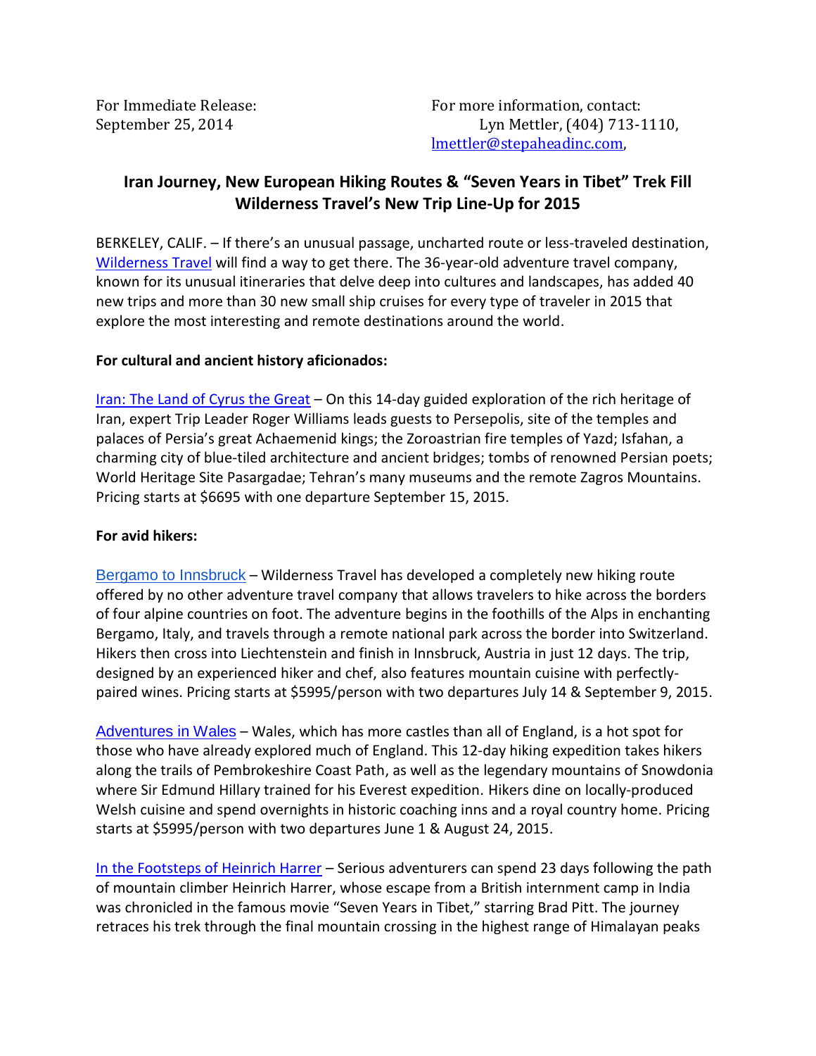For Immediate Release:
September 25, 2014

For more information, contact:
Lyn Mettler, (404) 713-1110,
lmettler@stepaheadinc.com,

## Iran Journey, New European Hiking Routes & "Seven Years in Tibet" Trek Fill Wilderness Travel's New Trip Line-Up for 2015

BERKELEY, CALIF. – If there's an unusual passage, uncharted route or less-traveled destination, Wilderness Travel will find a way to get there. The 36-year-old adventure travel company, known for its unusual itineraries that delve deep into cultures and landscapes, has added 40 new trips and more than 30 new small ship cruises for every type of traveler in 2015 that explore the most interesting and remote destinations around the world.

**For cultural and ancient history aficionados:**

Iran: The Land of Cyrus the Great – On this 14-day guided exploration of the rich heritage of Iran, expert Trip Leader Roger Williams leads guests to Persepolis, site of the temples and palaces of Persia's great Achaemenid kings; the Zoroastrian fire temples of Yazd; Isfahan, a charming city of blue-tiled architecture and ancient bridges; tombs of renowned Persian poets; World Heritage Site Pasargadae; Tehran's many museums and the remote Zagros Mountains. Pricing starts at $6695 with one departure September 15, 2015.

**For avid hikers:**

Bergamo to Innsbruck – Wilderness Travel has developed a completely new hiking route offered by no other adventure travel company that allows travelers to hike across the borders of four alpine countries on foot. The adventure begins in the foothills of the Alps in enchanting Bergamo, Italy, and travels through a remote national park across the border into Switzerland. Hikers then cross into Liechtenstein and finish in Innsbruck, Austria in just 12 days. The trip, designed by an experienced hiker and chef, also features mountain cuisine with perfectly-paired wines. Pricing starts at $5995/person with two departures July 14 & September 9, 2015.

Adventures in Wales – Wales, which has more castles than all of England, is a hot spot for those who have already explored much of England. This 12-day hiking expedition takes hikers along the trails of Pembrokeshire Coast Path, as well as the legendary mountains of Snowdonia where Sir Edmund Hillary trained for his Everest expedition. Hikers dine on locally-produced Welsh cuisine and spend overnights in historic coaching inns and a royal country home. Pricing starts at $5995/person with two departures June 1 & August 24, 2015.

In the Footsteps of Heinrich Harrer – Serious adventurers can spend 23 days following the path of mountain climber Heinrich Harrer, whose escape from a British internment camp in India was chronicled in the famous movie "Seven Years in Tibet," starring Brad Pitt. The journey retraces his trek through the final mountain crossing in the highest range of Himalayan peaks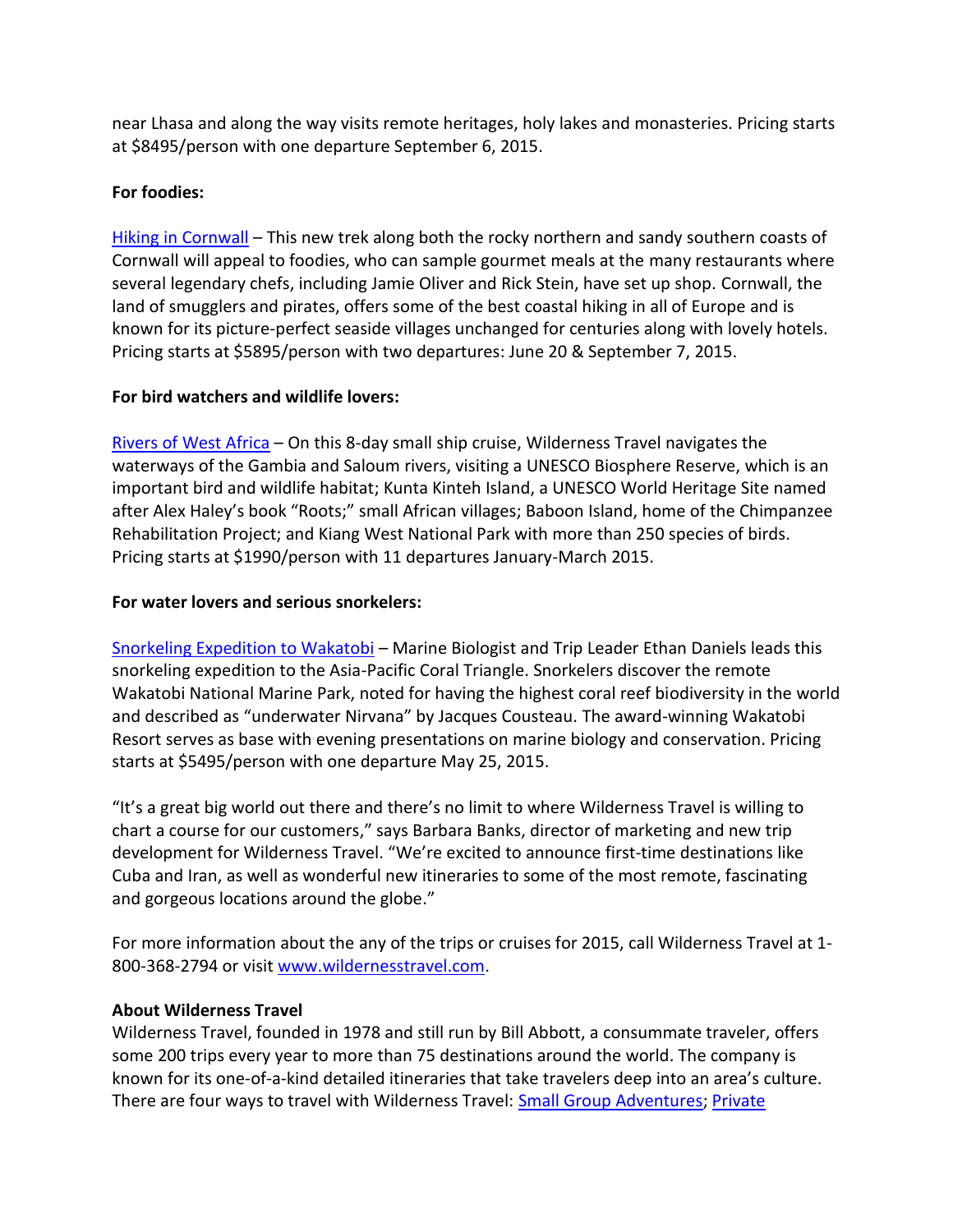near Lhasa and along the way visits remote heritages, holy lakes and monasteries. Pricing starts at $8495/person with one departure September 6, 2015.

**For foodies:**

Hiking in Cornwall – This new trek along both the rocky northern and sandy southern coasts of Cornwall will appeal to foodies, who can sample gourmet meals at the many restaurants where several legendary chefs, including Jamie Oliver and Rick Stein, have set up shop. Cornwall, the land of smugglers and pirates, offers some of the best coastal hiking in all of Europe and is known for its picture-perfect seaside villages unchanged for centuries along with lovely hotels. Pricing starts at $5895/person with two departures: June 20 & September 7, 2015.

**For bird watchers and wildlife lovers:**

Rivers of West Africa – On this 8-day small ship cruise, Wilderness Travel navigates the waterways of the Gambia and Saloum rivers, visiting a UNESCO Biosphere Reserve, which is an important bird and wildlife habitat; Kunta Kinteh Island, a UNESCO World Heritage Site named after Alex Haley's book "Roots;" small African villages; Baboon Island, home of the Chimpanzee Rehabilitation Project; and Kiang West National Park with more than 250 species of birds. Pricing starts at $1990/person with 11 departures January-March 2015.

**For water lovers and serious snorkelers:**

Snorkeling Expedition to Wakatobi – Marine Biologist and Trip Leader Ethan Daniels leads this snorkeling expedition to the Asia-Pacific Coral Triangle. Snorkelers discover the remote Wakatobi National Marine Park, noted for having the highest coral reef biodiversity in the world and described as "underwater Nirvana" by Jacques Cousteau. The award-winning Wakatobi Resort serves as base with evening presentations on marine biology and conservation. Pricing starts at $5495/person with one departure May 25, 2015.

"It's a great big world out there and there's no limit to where Wilderness Travel is willing to chart a course for our customers," says Barbara Banks, director of marketing and new trip development for Wilderness Travel. "We're excited to announce first-time destinations like Cuba and Iran, as well as wonderful new itineraries to some of the most remote, fascinating and gorgeous locations around the globe."

For more information about the any of the trips or cruises for 2015, call Wilderness Travel at 1-800-368-2794 or visit www.wildernesstravel.com.

**About Wilderness Travel**

Wilderness Travel, founded in 1978 and still run by Bill Abbott, a consummate traveler, offers some 200 trips every year to more than 75 destinations around the world. The company is known for its one-of-a-kind detailed itineraries that take travelers deep into an area's culture. There are four ways to travel with Wilderness Travel: Small Group Adventures; Private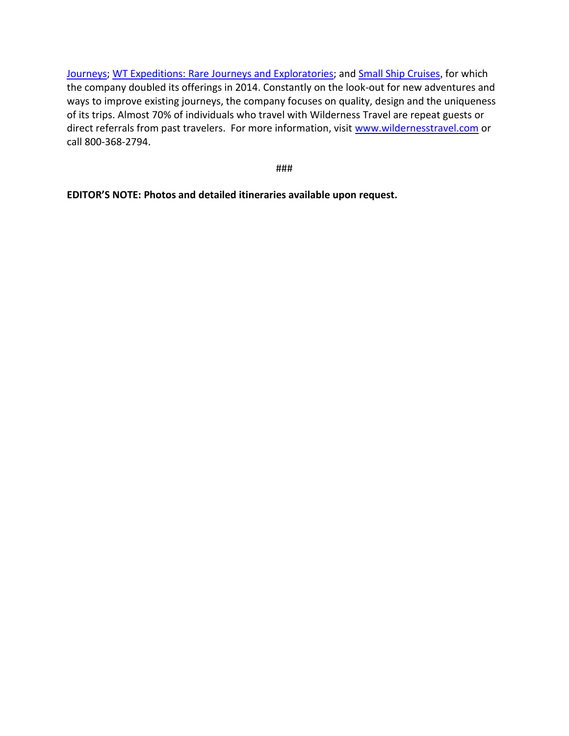[Journeys](); [WT Expeditions: Rare Journeys and Exploratories](); and [Small Ship Cruises](), for which the company doubled its offerings in 2014. Constantly on the look-out for new adventures and ways to improve existing journeys, the company focuses on quality, design and the uniqueness of its trips. Almost 70% of individuals who travel with Wilderness Travel are repeat guests or direct referrals from past travelers. For more information, visit [www.wildernesstravel.com](http://www.wildernesstravel.com) or call 800-368-2794.

###

**EDITOR'S NOTE: Photos and detailed itineraries available upon request.**